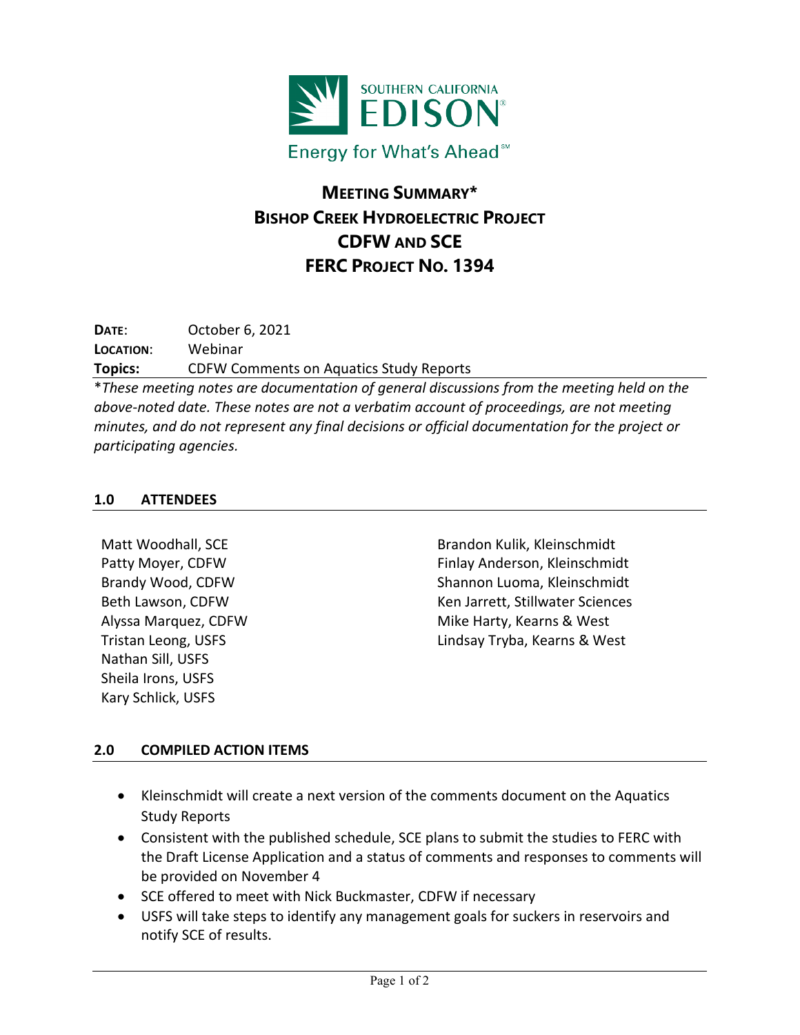SOUTHERN CALIFORNIA EDISON

Energy for What's Ahead℠

# MEETING SUMMARY*
# BISHOP CREEK HYDROELECTRIC PROJECT
# CDFW AND SCE
# FERC PROJECT NO. 1394

**DATE**: October 6, 2021
**LOCATION**: Webinar
**Topics:** CDFW Comments on Aquatics Study Reports

**These meeting notes are documentation of general discussions from the meeting held on the above-noted date. These notes are not a verbatim account of proceedings, are not meeting minutes, and do not represent any final decisions or official documentation for the project or participating agencies.*

## 1.0 ATTENDEES

Matt Woodhall, SCE
Patty Moyer, CDFW
Brandy Wood, CDFW
Beth Lawson, CDFW
Alyssa Marquez, CDFW
Tristan Leong, USFS
Nathan Sill, USFS
Sheila Irons, USFS
Kary Schlick, USFS
Brandon Kulik, Kleinschmidt
Finlay Anderson, Kleinschmidt
Shannon Luoma, Kleinschmidt
Ken Jarrett, Stillwater Sciences
Mike Harty, Kearns & West
Lindsay Tryba, Kearns & West

## 2.0 COMPILED ACTION ITEMS

- Kleinschmidt will create a next version of the comments document on the Aquatics Study Reports
- Consistent with the published schedule, SCE plans to submit the studies to FERC with the Draft License Application and a status of comments and responses to comments will be provided on November 4
- SCE offered to meet with Nick Buckmaster, CDFW if necessary
- USFS will take steps to identify any management goals for suckers in reservoirs and notify SCE of results.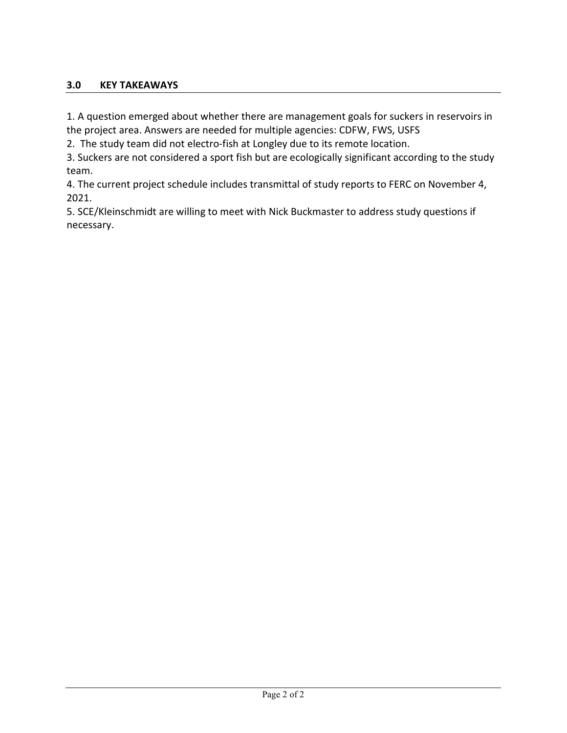## 3.0 KEY TAKEAWAYS

1. A question emerged about whether there are management goals for suckers in reservoirs in the project area. Answers are needed for multiple agencies: CDFW, FWS, USFS
2. The study team did not electro-fish at Longley due to its remote location.
3. Suckers are not considered a sport fish but are ecologically significant according to the study team.
4. The current project schedule includes transmittal of study reports to FERC on November 4, 2021.
5. SCE/Kleinschmidt are willing to meet with Nick Buckmaster to address study questions if necessary.